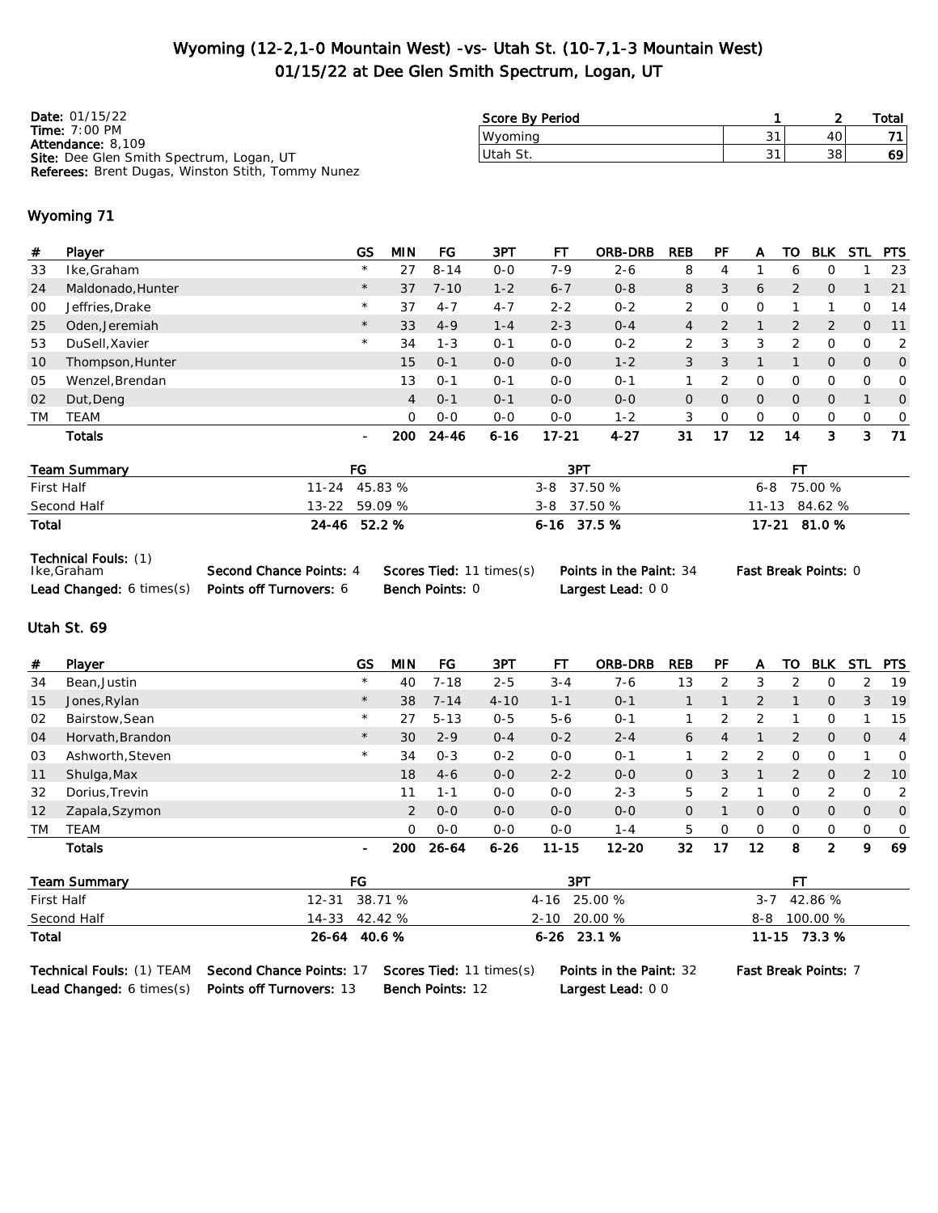# Wyoming (12-2,1-0 Mountain West) -vs- Utah St. (10-7,1-3 Mountain West)
## 01/15/22 at Dee Glen Smith Spectrum, Logan, UT

**Date:** 01/15/22
**Time:** 7:00 PM
**Attendance:** 8,109
**Site:** Dee Glen Smith Spectrum, Logan, UT
**Referees:** Brent Dugas, Winston Stith, Tommy Nunez

| Score By Period | 1 | 2 | Total |
|---|---|---|---|
| Wyoming | 31 | 40 | **71** |
| Utah St. | 31 | 38 | **69** |

### Wyoming 71

| # | Player | GS | MIN | FG | 3PT | FT | ORB-DRB | REB | PF | A | TO | BLK | STL | PTS |
|---|---|---|---|---|---|---|---|---|---|---|---|---|---|---|
| 33 | Ike,Graham | * | 27 | 8-14 | 0-0 | 7-9 | 2-6 | 8 | 4 | 1 | 6 | 0 | 1 | 23 |
| 24 | Maldonado,Hunter | * | 37 | 7-10 | 1-2 | 6-7 | 0-8 | 8 | 3 | 6 | 2 | 0 | 1 | 21 |
| 00 | Jeffries,Drake | * | 37 | 4-7 | 4-7 | 2-2 | 0-2 | 2 | 0 | 0 | 1 | 1 | 0 | 14 |
| 25 | Oden,Jeremiah | * | 33 | 4-9 | 1-4 | 2-3 | 0-4 | 4 | 2 | 1 | 2 | 2 | 0 | 11 |
| 53 | DuSell,Xavier | * | 34 | 1-3 | 0-1 | 0-0 | 0-2 | 2 | 3 | 3 | 2 | 0 | 0 | 2 |
| 10 | Thompson,Hunter | | 15 | 0-1 | 0-0 | 0-0 | 1-2 | 3 | 3 | 1 | 1 | 0 | 0 | 0 |
| 05 | Wenzel,Brendan | | 13 | 0-1 | 0-1 | 0-0 | 0-1 | 1 | 2 | 0 | 0 | 0 | 0 | 0 |
| 02 | Dut,Deng | | 4 | 0-1 | 0-1 | 0-0 | 0-0 | 0 | 0 | 0 | 0 | 0 | 1 | 0 |
| TM | TEAM | | 0 | 0-0 | 0-0 | 0-0 | 1-2 | 3 | 0 | 0 | 0 | 0 | 0 | 0 |
| | **Totals** | - | **200** | **24-46** | **6-16** | **17-21** | **4-27** | **31** | **17** | **12** | **14** | **3** | **3** | **71** |

| Team Summary | FG | 3PT | FT |
|---|---|---|---|
| First Half | 11-24 45.83 % | 3-8 37.50 % | 6-8 75.00 % |
| Second Half | 13-22 59.09 % | 3-8 37.50 % | 11-13 84.62 % |
| **Total** | **24-46 52.2 %** | **6-16 37.5 %** | **17-21 81.0 %** |

**Technical Fouls:** (1) Ike,Graham
**Second Chance Points:** 4
**Scores Tied:** 11 times(s)
**Points in the Paint:** 34
**Fast Break Points:** 0
**Lead Changed:** 6 times(s)
**Points off Turnovers:** 6
**Bench Points:** 0
**Largest Lead:** 0 0

### Utah St. 69

| # | Player | GS | MIN | FG | 3PT | FT | ORB-DRB | REB | PF | A | TO | BLK | STL | PTS |
|---|---|---|---|---|---|---|---|---|---|---|---|---|---|---|
| 34 | Bean,Justin | * | 40 | 7-18 | 2-5 | 3-4 | 7-6 | 13 | 2 | 3 | 2 | 0 | 2 | 19 |
| 15 | Jones,Rylan | * | 38 | 7-14 | 4-10 | 1-1 | 0-1 | 1 | 1 | 2 | 1 | 0 | 3 | 19 |
| 02 | Bairstow,Sean | * | 27 | 5-13 | 0-5 | 5-6 | 0-1 | 1 | 2 | 2 | 1 | 0 | 1 | 15 |
| 04 | Horvath,Brandon | * | 30 | 2-9 | 0-4 | 0-2 | 2-4 | 6 | 4 | 1 | 2 | 0 | 0 | 4 |
| 03 | Ashworth,Steven | * | 34 | 0-3 | 0-2 | 0-0 | 0-1 | 1 | 2 | 2 | 0 | 0 | 1 | 0 |
| 11 | Shulga,Max | | 18 | 4-6 | 0-0 | 2-2 | 0-0 | 0 | 3 | 1 | 2 | 0 | 2 | 10 |
| 32 | Dorius,Trevin | | 11 | 1-1 | 0-0 | 0-0 | 2-3 | 5 | 2 | 1 | 0 | 2 | 0 | 2 |
| 12 | Zapala,Szymon | | 2 | 0-0 | 0-0 | 0-0 | 0-0 | 0 | 1 | 0 | 0 | 0 | 0 | 0 |
| TM | TEAM | | 0 | 0-0 | 0-0 | 0-0 | 1-4 | 5 | 0 | 0 | 0 | 0 | 0 | 0 |
| | **Totals** | - | **200** | **26-64** | **6-26** | **11-15** | **12-20** | **32** | **17** | **12** | **8** | **2** | **9** | **69** |

| Team Summary | FG | 3PT | FT |
|---|---|---|---|
| First Half | 12-31 38.71 % | 4-16 25.00 % | 3-7 42.86 % |
| Second Half | 14-33 42.42 % | 2-10 20.00 % | 8-8 100.00 % |
| **Total** | **26-64 40.6 %** | **6-26 23.1 %** | **11-15 73.3 %** |

**Technical Fouls:** (1) TEAM
**Second Chance Points:** 17
**Scores Tied:** 11 times(s)
**Points in the Paint:** 32
**Fast Break Points:** 7
**Lead Changed:** 6 times(s)
**Points off Turnovers:** 13
**Bench Points:** 12
**Largest Lead:** 0 0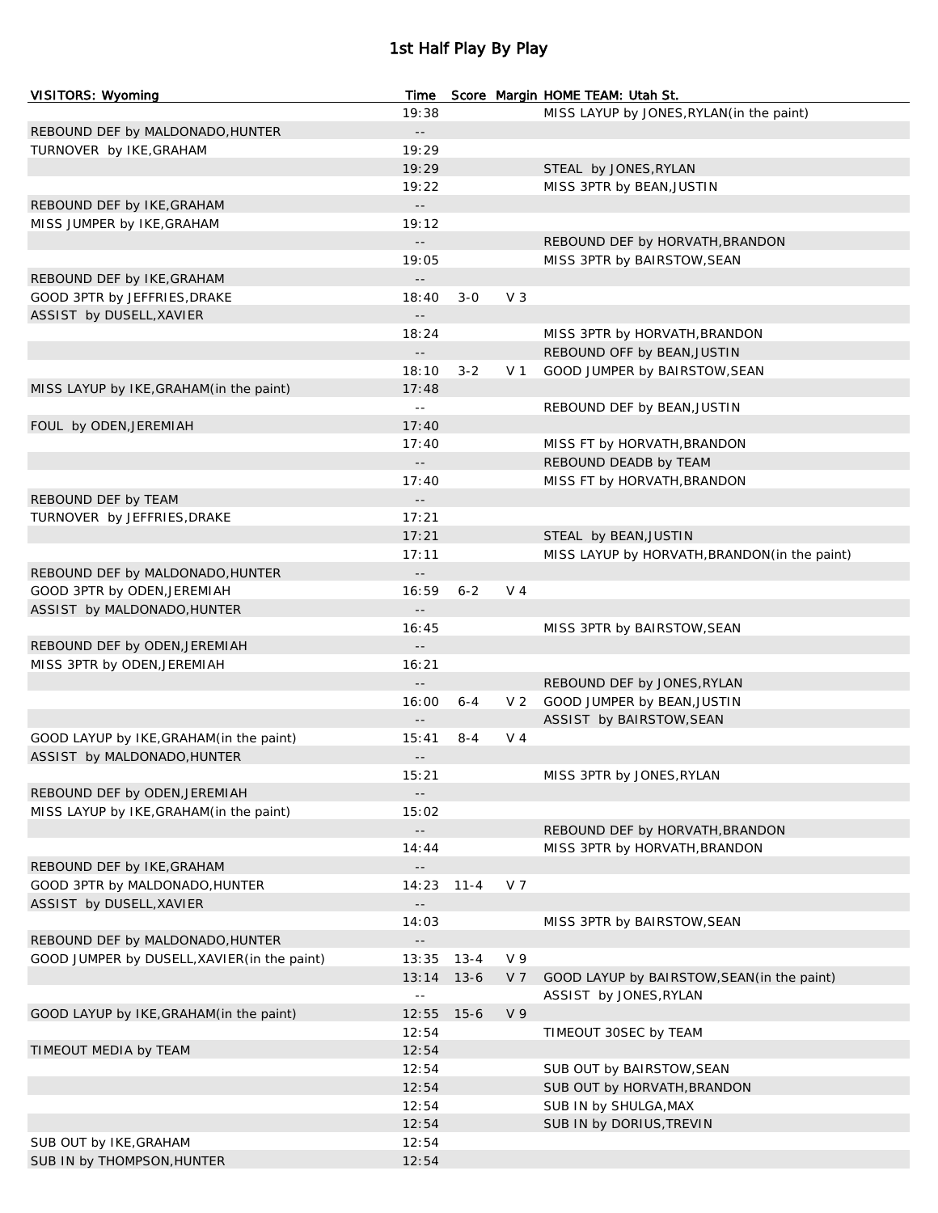# 1st Half Play By Play

| VISITORS: Wyoming | Time | Score | Margin | HOME TEAM: Utah St. |
|---|---|---|---|---|
| | 19:38 | | | MISS LAYUP by JONES,RYLAN(in the paint) |
| REBOUND DEF by MALDONADO,HUNTER | -- | | | |
| TURNOVER by IKE,GRAHAM | 19:29 | | | |
| | 19:29 | | | STEAL by JONES,RYLAN |
| | 19:22 | | | MISS 3PTR by BEAN,JUSTIN |
| REBOUND DEF by IKE,GRAHAM | -- | | | |
| MISS JUMPER by IKE,GRAHAM | 19:12 | | | |
| | -- | | | REBOUND DEF by HORVATH,BRANDON |
| | 19:05 | | | MISS 3PTR by BAIRSTOW,SEAN |
| REBOUND DEF by IKE,GRAHAM | -- | | | |
| GOOD 3PTR by JEFFRIES,DRAKE | 18:40 | 3-0 | V 3 | |
| ASSIST by DUSELL,XAVIER | -- | | | |
| | 18:24 | | | MISS 3PTR by HORVATH,BRANDON |
| | -- | | | REBOUND OFF by BEAN,JUSTIN |
| | 18:10 | 3-2 | V 1 | GOOD JUMPER by BAIRSTOW,SEAN |
| MISS LAYUP by IKE,GRAHAM(in the paint) | 17:48 | | | |
| | -- | | | REBOUND DEF by BEAN,JUSTIN |
| FOUL by ODEN,JEREMIAH | 17:40 | | | |
| | 17:40 | | | MISS FT by HORVATH,BRANDON |
| | -- | | | REBOUND DEADB by TEAM |
| | 17:40 | | | MISS FT by HORVATH,BRANDON |
| REBOUND DEF by TEAM | -- | | | |
| TURNOVER by JEFFRIES,DRAKE | 17:21 | | | |
| | 17:21 | | | STEAL by BEAN,JUSTIN |
| | 17:11 | | | MISS LAYUP by HORVATH,BRANDON(in the paint) |
| REBOUND DEF by MALDONADO,HUNTER | -- | | | |
| GOOD 3PTR by ODEN,JEREMIAH | 16:59 | 6-2 | V 4 | |
| ASSIST by MALDONADO,HUNTER | -- | | | |
| | 16:45 | | | MISS 3PTR by BAIRSTOW,SEAN |
| REBOUND DEF by ODEN,JEREMIAH | -- | | | |
| MISS 3PTR by ODEN,JEREMIAH | 16:21 | | | |
| | -- | | | REBOUND DEF by JONES,RYLAN |
| | 16:00 | 6-4 | V 2 | GOOD JUMPER by BEAN,JUSTIN |
| | -- | | | ASSIST by BAIRSTOW,SEAN |
| GOOD LAYUP by IKE,GRAHAM(in the paint) | 15:41 | 8-4 | V 4 | |
| ASSIST by MALDONADO,HUNTER | -- | | | |
| | 15:21 | | | MISS 3PTR by JONES,RYLAN |
| REBOUND DEF by ODEN,JEREMIAH | -- | | | |
| MISS LAYUP by IKE,GRAHAM(in the paint) | 15:02 | | | |
| | -- | | | REBOUND DEF by HORVATH,BRANDON |
| | 14:44 | | | MISS 3PTR by HORVATH,BRANDON |
| REBOUND DEF by IKE,GRAHAM | -- | | | |
| GOOD 3PTR by MALDONADO,HUNTER | 14:23 | 11-4 | V 7 | |
| ASSIST by DUSELL,XAVIER | -- | | | |
| | 14:03 | | | MISS 3PTR by BAIRSTOW,SEAN |
| REBOUND DEF by MALDONADO,HUNTER | -- | | | |
| GOOD JUMPER by DUSELL,XAVIER(in the paint) | 13:35 | 13-4 | V 9 | |
| | 13:14 | 13-6 | V 7 | GOOD LAYUP by BAIRSTOW,SEAN(in the paint) |
| | -- | | | ASSIST by JONES,RYLAN |
| GOOD LAYUP by IKE,GRAHAM(in the paint) | 12:55 | 15-6 | V 9 | |
| | 12:54 | | | TIMEOUT 30SEC by TEAM |
| TIMEOUT MEDIA by TEAM | 12:54 | | | |
| | 12:54 | | | SUB OUT by BAIRSTOW,SEAN |
| | 12:54 | | | SUB OUT by HORVATH,BRANDON |
| | 12:54 | | | SUB IN by SHULGA,MAX |
| | 12:54 | | | SUB IN by DORIUS,TREVIN |
| SUB OUT by IKE,GRAHAM | 12:54 | | | |
| SUB IN by THOMPSON,HUNTER | 12:54 | | | |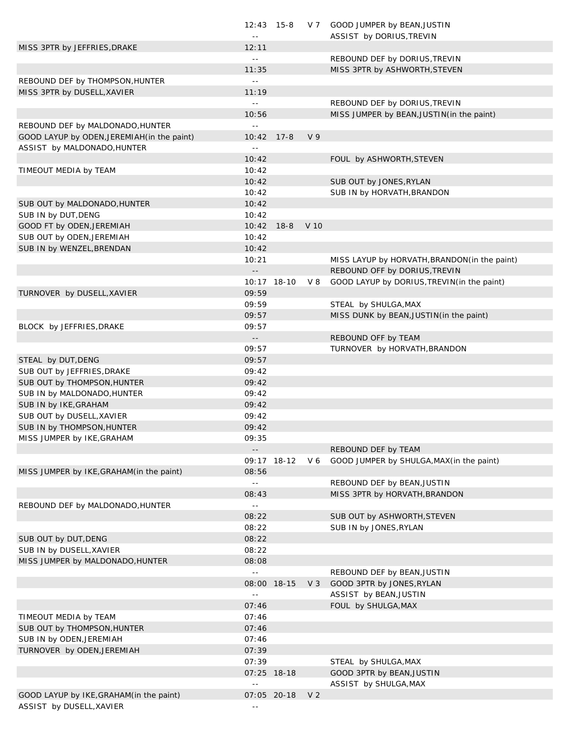| Home | Time | Score | Margin | Visitor |
|---|---|---|---|---|
| | 12:43 | 15-8 | V 7 | GOOD JUMPER by BEAN,JUSTIN |
| | -- | | | ASSIST by DORIUS,TREVIN |
| MISS 3PTR by JEFFRIES,DRAKE | 12:11 | | | |
| | -- | | | REBOUND DEF by DORIUS,TREVIN |
| | 11:35 | | | MISS 3PTR by ASHWORTH,STEVEN |
| REBOUND DEF by THOMPSON,HUNTER | -- | | | |
| MISS 3PTR by DUSELL,XAVIER | 11:19 | | | |
| | -- | | | REBOUND DEF by DORIUS,TREVIN |
| | 10:56 | | | MISS JUMPER by BEAN,JUSTIN(in the paint) |
| REBOUND DEF by MALDONADO,HUNTER | -- | | | |
| GOOD LAYUP by ODEN,JEREMIAH(in the paint) | 10:42 | 17-8 | V 9 | |
| ASSIST by MALDONADO,HUNTER | -- | | | |
| | 10:42 | | | FOUL by ASHWORTH,STEVEN |
| TIMEOUT MEDIA by TEAM | 10:42 | | | |
| | 10:42 | | | SUB OUT by JONES,RYLAN |
| | 10:42 | | | SUB IN by HORVATH,BRANDON |
| SUB OUT by MALDONADO,HUNTER | 10:42 | | | |
| SUB IN by DUT,DENG | 10:42 | | | |
| GOOD FT by ODEN,JEREMIAH | 10:42 | 18-8 | V 10 | |
| SUB OUT by ODEN,JEREMIAH | 10:42 | | | |
| SUB IN by WENZEL,BRENDAN | 10:42 | | | |
| | 10:21 | | | MISS LAYUP by HORVATH,BRANDON(in the paint) |
| | -- | | | REBOUND OFF by DORIUS,TREVIN |
| | 10:17 | 18-10 | V 8 | GOOD LAYUP by DORIUS,TREVIN(in the paint) |
| TURNOVER by DUSELL,XAVIER | 09:59 | | | |
| | 09:59 | | | STEAL by SHULGA,MAX |
| | 09:57 | | | MISS DUNK by BEAN,JUSTIN(in the paint) |
| BLOCK by JEFFRIES,DRAKE | 09:57 | | | |
| | -- | | | REBOUND OFF by TEAM |
| | 09:57 | | | TURNOVER by HORVATH,BRANDON |
| STEAL by DUT,DENG | 09:57 | | | |
| SUB OUT by JEFFRIES,DRAKE | 09:42 | | | |
| SUB OUT by THOMPSON,HUNTER | 09:42 | | | |
| SUB IN by MALDONADO,HUNTER | 09:42 | | | |
| SUB IN by IKE,GRAHAM | 09:42 | | | |
| SUB OUT by DUSELL,XAVIER | 09:42 | | | |
| SUB IN by THOMPSON,HUNTER | 09:42 | | | |
| MISS JUMPER by IKE,GRAHAM | 09:35 | | | |
| | -- | | | REBOUND DEF by TEAM |
| | 09:17 | 18-12 | V 6 | GOOD JUMPER by SHULGA,MAX(in the paint) |
| MISS JUMPER by IKE,GRAHAM(in the paint) | 08:56 | | | |
| | -- | | | REBOUND DEF by BEAN,JUSTIN |
| | 08:43 | | | MISS 3PTR by HORVATH,BRANDON |
| REBOUND DEF by MALDONADO,HUNTER | -- | | | |
| | 08:22 | | | SUB OUT by ASHWORTH,STEVEN |
| | 08:22 | | | SUB IN by JONES,RYLAN |
| SUB OUT by DUT,DENG | 08:22 | | | |
| SUB IN by DUSELL,XAVIER | 08:22 | | | |
| MISS JUMPER by MALDONADO,HUNTER | 08:08 | | | |
| | -- | | | REBOUND DEF by BEAN,JUSTIN |
| | 08:00 | 18-15 | V 3 | GOOD 3PTR by JONES,RYLAN |
| | -- | | | ASSIST by BEAN,JUSTIN |
| | 07:46 | | | FOUL by SHULGA,MAX |
| TIMEOUT MEDIA by TEAM | 07:46 | | | |
| SUB OUT by THOMPSON,HUNTER | 07:46 | | | |
| SUB IN by ODEN,JEREMIAH | 07:46 | | | |
| TURNOVER by ODEN,JEREMIAH | 07:39 | | | |
| | 07:39 | | | STEAL by SHULGA,MAX |
| | 07:25 | 18-18 | | GOOD 3PTR by BEAN,JUSTIN |
| | -- | | | ASSIST by SHULGA,MAX |
| GOOD LAYUP by IKE,GRAHAM(in the paint) | 07:05 | 20-18 | V 2 | |
| ASSIST by DUSELL,XAVIER | -- | | | |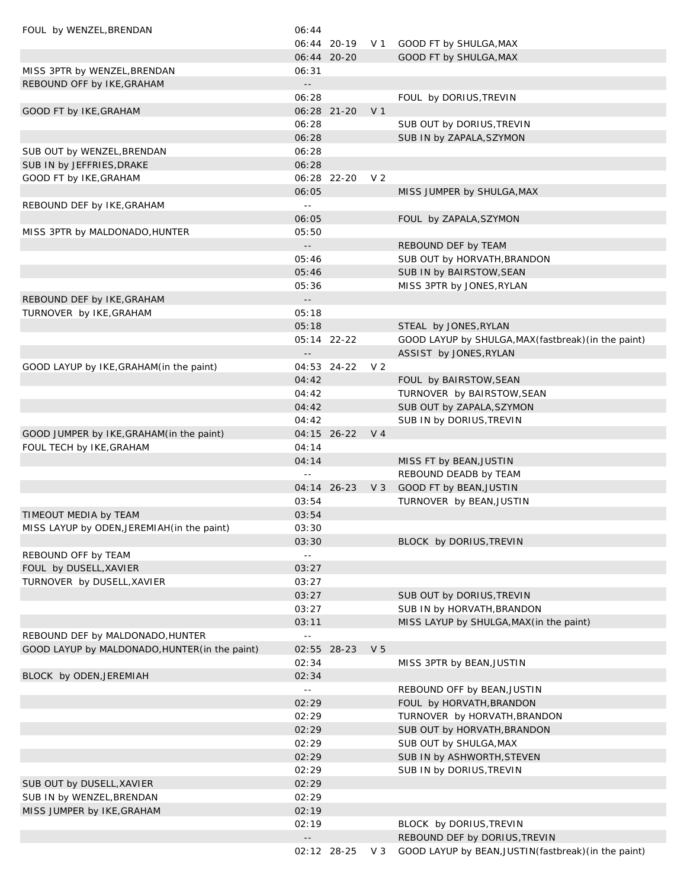| | | | | |
|---|---|---|---|---|
| FOUL by WENZEL,BRENDAN | 06:44 | | | |
| | 06:44 | 20-19 | V 1 | GOOD FT by SHULGA,MAX |
| | 06:44 | 20-20 | | GOOD FT by SHULGA,MAX |
| MISS 3PTR by WENZEL,BRENDAN | 06:31 | | | |
| REBOUND OFF by IKE,GRAHAM | -- | | | |
| | 06:28 | | | FOUL by DORIUS,TREVIN |
| GOOD FT by IKE,GRAHAM | 06:28 | 21-20 | V 1 | |
| | 06:28 | | | SUB OUT by DORIUS,TREVIN |
| | 06:28 | | | SUB IN by ZAPALA,SZYMON |
| SUB OUT by WENZEL,BRENDAN | 06:28 | | | |
| SUB IN by JEFFRIES,DRAKE | 06:28 | | | |
| GOOD FT by IKE,GRAHAM | 06:28 | 22-20 | V 2 | |
| | 06:05 | | | MISS JUMPER by SHULGA,MAX |
| REBOUND DEF by IKE,GRAHAM | -- | | | |
| | 06:05 | | | FOUL by ZAPALA,SZYMON |
| MISS 3PTR by MALDONADO,HUNTER | 05:50 | | | |
| | -- | | | REBOUND DEF by TEAM |
| | 05:46 | | | SUB OUT by HORVATH,BRANDON |
| | 05:46 | | | SUB IN by BAIRSTOW,SEAN |
| | 05:36 | | | MISS 3PTR by JONES,RYLAN |
| REBOUND DEF by IKE,GRAHAM | -- | | | |
| TURNOVER by IKE,GRAHAM | 05:18 | | | |
| | 05:18 | | | STEAL by JONES,RYLAN |
| | 05:14 | 22-22 | | GOOD LAYUP by SHULGA,MAX(fastbreak)(in the paint) |
| | -- | | | ASSIST by JONES,RYLAN |
| GOOD LAYUP by IKE,GRAHAM(in the paint) | 04:53 | 24-22 | V 2 | |
| | 04:42 | | | FOUL by BAIRSTOW,SEAN |
| | 04:42 | | | TURNOVER by BAIRSTOW,SEAN |
| | 04:42 | | | SUB OUT by ZAPALA,SZYMON |
| | 04:42 | | | SUB IN by DORIUS,TREVIN |
| GOOD JUMPER by IKE,GRAHAM(in the paint) | 04:15 | 26-22 | V 4 | |
| FOUL TECH by IKE,GRAHAM | 04:14 | | | |
| | 04:14 | | | MISS FT by BEAN,JUSTIN |
| | -- | | | REBOUND DEADB by TEAM |
| | 04:14 | 26-23 | V 3 | GOOD FT by BEAN,JUSTIN |
| | 03:54 | | | TURNOVER by BEAN,JUSTIN |
| TIMEOUT MEDIA by TEAM | 03:54 | | | |
| MISS LAYUP by ODEN,JEREMIAH(in the paint) | 03:30 | | | |
| | 03:30 | | | BLOCK by DORIUS,TREVIN |
| REBOUND OFF by TEAM | -- | | | |
| FOUL by DUSELL,XAVIER | 03:27 | | | |
| TURNOVER by DUSELL,XAVIER | 03:27 | | | |
| | 03:27 | | | SUB OUT by DORIUS,TREVIN |
| | 03:27 | | | SUB IN by HORVATH,BRANDON |
| | 03:11 | | | MISS LAYUP by SHULGA,MAX(in the paint) |
| REBOUND DEF by MALDONADO,HUNTER | -- | | | |
| GOOD LAYUP by MALDONADO,HUNTER(in the paint) | 02:55 | 28-23 | V 5 | |
| | 02:34 | | | MISS 3PTR by BEAN,JUSTIN |
| BLOCK by ODEN,JEREMIAH | 02:34 | | | |
| | -- | | | REBOUND OFF by BEAN,JUSTIN |
| | 02:29 | | | FOUL by HORVATH,BRANDON |
| | 02:29 | | | TURNOVER by HORVATH,BRANDON |
| | 02:29 | | | SUB OUT by HORVATH,BRANDON |
| | 02:29 | | | SUB OUT by SHULGA,MAX |
| | 02:29 | | | SUB IN by ASHWORTH,STEVEN |
| | 02:29 | | | SUB IN by DORIUS,TREVIN |
| SUB OUT by DUSELL,XAVIER | 02:29 | | | |
| SUB IN by WENZEL,BRENDAN | 02:29 | | | |
| MISS JUMPER by IKE,GRAHAM | 02:19 | | | |
| | 02:19 | | | BLOCK by DORIUS,TREVIN |
| | -- | | | REBOUND DEF by DORIUS,TREVIN |
| | 02:12 | 28-25 | V 3 | GOOD LAYUP by BEAN,JUSTIN(fastbreak)(in the paint) |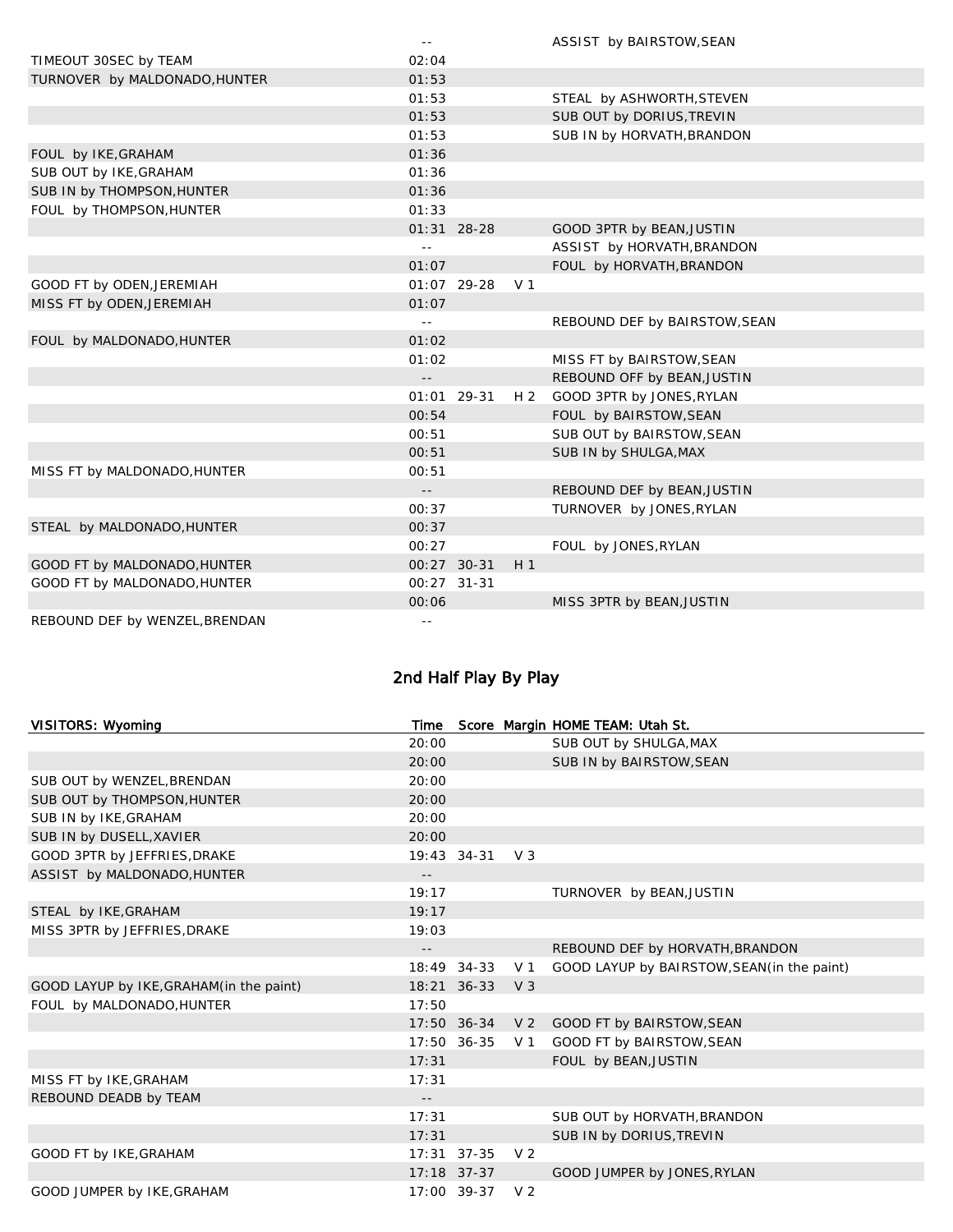| | Time | Score | Margin | |
|---|---|---|---|---|
| | -- | | | ASSIST by BAIRSTOW,SEAN |
| TIMEOUT 30SEC by TEAM | 02:04 | | | |
| TURNOVER by MALDONADO,HUNTER | 01:53 | | | |
| | 01:53 | | | STEAL by ASHWORTH,STEVEN |
| | 01:53 | | | SUB OUT by DORIUS,TREVIN |
| | 01:53 | | | SUB IN by HORVATH,BRANDON |
| FOUL by IKE,GRAHAM | 01:36 | | | |
| SUB OUT by IKE,GRAHAM | 01:36 | | | |
| SUB IN by THOMPSON,HUNTER | 01:36 | | | |
| FOUL by THOMPSON,HUNTER | 01:33 | | | |
| | 01:31 | 28-28 | | GOOD 3PTR by BEAN,JUSTIN |
| | -- | | | ASSIST by HORVATH,BRANDON |
| | 01:07 | | | FOUL by HORVATH,BRANDON |
| GOOD FT by ODEN,JEREMIAH | 01:07 | 29-28 | V 1 | |
| MISS FT by ODEN,JEREMIAH | 01:07 | | | |
| | -- | | | REBOUND DEF by BAIRSTOW,SEAN |
| FOUL by MALDONADO,HUNTER | 01:02 | | | |
| | 01:02 | | | MISS FT by BAIRSTOW,SEAN |
| | -- | | | REBOUND OFF by BEAN,JUSTIN |
| | 01:01 | 29-31 | H 2 | GOOD 3PTR by JONES,RYLAN |
| | 00:54 | | | FOUL by BAIRSTOW,SEAN |
| | 00:51 | | | SUB OUT by BAIRSTOW,SEAN |
| | 00:51 | | | SUB IN by SHULGA,MAX |
| MISS FT by MALDONADO,HUNTER | 00:51 | | | |
| | -- | | | REBOUND DEF by BEAN,JUSTIN |
| | 00:37 | | | TURNOVER by JONES,RYLAN |
| STEAL by MALDONADO,HUNTER | 00:37 | | | |
| | 00:27 | | | FOUL by JONES,RYLAN |
| GOOD FT by MALDONADO,HUNTER | 00:27 | 30-31 | H 1 | |
| GOOD FT by MALDONADO,HUNTER | 00:27 | 31-31 | | |
| | 00:06 | | | MISS 3PTR by BEAN,JUSTIN |
| REBOUND DEF by WENZEL,BRENDAN | -- | | | |

## 2nd Half Play By Play

| VISITORS: Wyoming | Time | Score | Margin | HOME TEAM: Utah St. |
|---|---|---|---|---|
| | 20:00 | | | SUB OUT by SHULGA,MAX |
| | 20:00 | | | SUB IN by BAIRSTOW,SEAN |
| SUB OUT by WENZEL,BRENDAN | 20:00 | | | |
| SUB OUT by THOMPSON,HUNTER | 20:00 | | | |
| SUB IN by IKE,GRAHAM | 20:00 | | | |
| SUB IN by DUSELL,XAVIER | 20:00 | | | |
| GOOD 3PTR by JEFFRIES,DRAKE | 19:43 | 34-31 | V 3 | |
| ASSIST by MALDONADO,HUNTER | -- | | | |
| | 19:17 | | | TURNOVER by BEAN,JUSTIN |
| STEAL by IKE,GRAHAM | 19:17 | | | |
| MISS 3PTR by JEFFRIES,DRAKE | 19:03 | | | |
| | -- | | | REBOUND DEF by HORVATH,BRANDON |
| | 18:49 | 34-33 | V 1 | GOOD LAYUP by BAIRSTOW,SEAN(in the paint) |
| GOOD LAYUP by IKE,GRAHAM(in the paint) | 18:21 | 36-33 | V 3 | |
| FOUL by MALDONADO,HUNTER | 17:50 | | | |
| | 17:50 | 36-34 | V 2 | GOOD FT by BAIRSTOW,SEAN |
| | 17:50 | 36-35 | V 1 | GOOD FT by BAIRSTOW,SEAN |
| | 17:31 | | | FOUL by BEAN,JUSTIN |
| MISS FT by IKE,GRAHAM | 17:31 | | | |
| REBOUND DEADB by TEAM | -- | | | |
| | 17:31 | | | SUB OUT by HORVATH,BRANDON |
| | 17:31 | | | SUB IN by DORIUS,TREVIN |
| GOOD FT by IKE,GRAHAM | 17:31 | 37-35 | V 2 | |
| | 17:18 | 37-37 | | GOOD JUMPER by JONES,RYLAN |
| GOOD JUMPER by IKE,GRAHAM | 17:00 | 39-37 | V 2 | |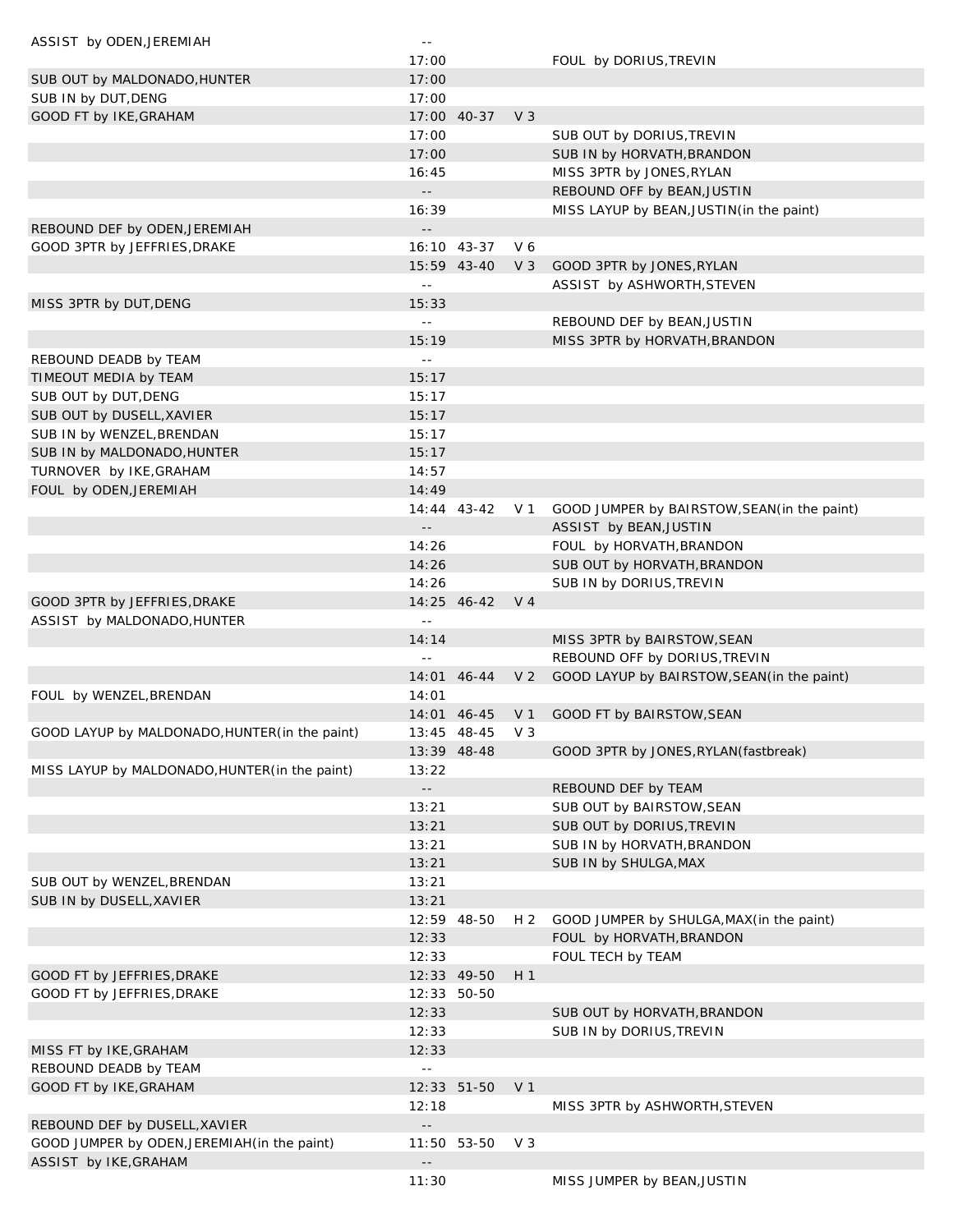| Home | Time | Score | Margin | Visitor |
|---|---|---|---|---|
| ASSIST by ODEN,JEREMIAH | -- | | | |
| | 17:00 | | | FOUL by DORIUS,TREVIN |
| SUB OUT by MALDONADO,HUNTER | 17:00 | | | |
| SUB IN by DUT,DENG | 17:00 | | | |
| GOOD FT by IKE,GRAHAM | 17:00 | 40-37 | V 3 | |
| | 17:00 | | | SUB OUT by DORIUS,TREVIN |
| | 17:00 | | | SUB IN by HORVATH,BRANDON |
| | 16:45 | | | MISS 3PTR by JONES,RYLAN |
| | -- | | | REBOUND OFF by BEAN,JUSTIN |
| | 16:39 | | | MISS LAYUP by BEAN,JUSTIN(in the paint) |
| REBOUND DEF by ODEN,JEREMIAH | -- | | | |
| GOOD 3PTR by JEFFRIES,DRAKE | 16:10 | 43-37 | V 6 | |
| | 15:59 | 43-40 | V 3 | GOOD 3PTR by JONES,RYLAN |
| | -- | | | ASSIST by ASHWORTH,STEVEN |
| MISS 3PTR by DUT,DENG | 15:33 | | | |
| | -- | | | REBOUND DEF by BEAN,JUSTIN |
| | 15:19 | | | MISS 3PTR by HORVATH,BRANDON |
| REBOUND DEADB by TEAM | -- | | | |
| TIMEOUT MEDIA by TEAM | 15:17 | | | |
| SUB OUT by DUT,DENG | 15:17 | | | |
| SUB OUT by DUSELL,XAVIER | 15:17 | | | |
| SUB IN by WENZEL,BRENDAN | 15:17 | | | |
| SUB IN by MALDONADO,HUNTER | 15:17 | | | |
| TURNOVER by IKE,GRAHAM | 14:57 | | | |
| FOUL by ODEN,JEREMIAH | 14:49 | | | |
| | 14:44 | 43-42 | V 1 | GOOD JUMPER by BAIRSTOW,SEAN(in the paint) |
| | -- | | | ASSIST by BEAN,JUSTIN |
| | 14:26 | | | FOUL by HORVATH,BRANDON |
| | 14:26 | | | SUB OUT by HORVATH,BRANDON |
| | 14:26 | | | SUB IN by DORIUS,TREVIN |
| GOOD 3PTR by JEFFRIES,DRAKE | 14:25 | 46-42 | V 4 | |
| ASSIST by MALDONADO,HUNTER | -- | | | |
| | 14:14 | | | MISS 3PTR by BAIRSTOW,SEAN |
| | -- | | | REBOUND OFF by DORIUS,TREVIN |
| | 14:01 | 46-44 | V 2 | GOOD LAYUP by BAIRSTOW,SEAN(in the paint) |
| FOUL by WENZEL,BRENDAN | 14:01 | | | |
| | 14:01 | 46-45 | V 1 | GOOD FT by BAIRSTOW,SEAN |
| GOOD LAYUP by MALDONADO,HUNTER(in the paint) | 13:45 | 48-45 | V 3 | |
| | 13:39 | 48-48 | | GOOD 3PTR by JONES,RYLAN(fastbreak) |
| MISS LAYUP by MALDONADO,HUNTER(in the paint) | 13:22 | | | |
| | -- | | | REBOUND DEF by TEAM |
| | 13:21 | | | SUB OUT by BAIRSTOW,SEAN |
| | 13:21 | | | SUB OUT by DORIUS,TREVIN |
| | 13:21 | | | SUB IN by HORVATH,BRANDON |
| | 13:21 | | | SUB IN by SHULGA,MAX |
| SUB OUT by WENZEL,BRENDAN | 13:21 | | | |
| SUB IN by DUSELL,XAVIER | 13:21 | | | |
| | 12:59 | 48-50 | H 2 | GOOD JUMPER by SHULGA,MAX(in the paint) |
| | 12:33 | | | FOUL by HORVATH,BRANDON |
| | 12:33 | | | FOUL TECH by TEAM |
| GOOD FT by JEFFRIES,DRAKE | 12:33 | 49-50 | H 1 | |
| GOOD FT by JEFFRIES,DRAKE | 12:33 | 50-50 | | |
| | 12:33 | | | SUB OUT by HORVATH,BRANDON |
| | 12:33 | | | SUB IN by DORIUS,TREVIN |
| MISS FT by IKE,GRAHAM | 12:33 | | | |
| REBOUND DEADB by TEAM | -- | | | |
| GOOD FT by IKE,GRAHAM | 12:33 | 51-50 | V 1 | |
| | 12:18 | | | MISS 3PTR by ASHWORTH,STEVEN |
| REBOUND DEF by DUSELL,XAVIER | -- | | | |
| GOOD JUMPER by ODEN,JEREMIAH(in the paint) | 11:50 | 53-50 | V 3 | |
| ASSIST by IKE,GRAHAM | -- | | | |
| | 11:30 | | | MISS JUMPER by BEAN,JUSTIN |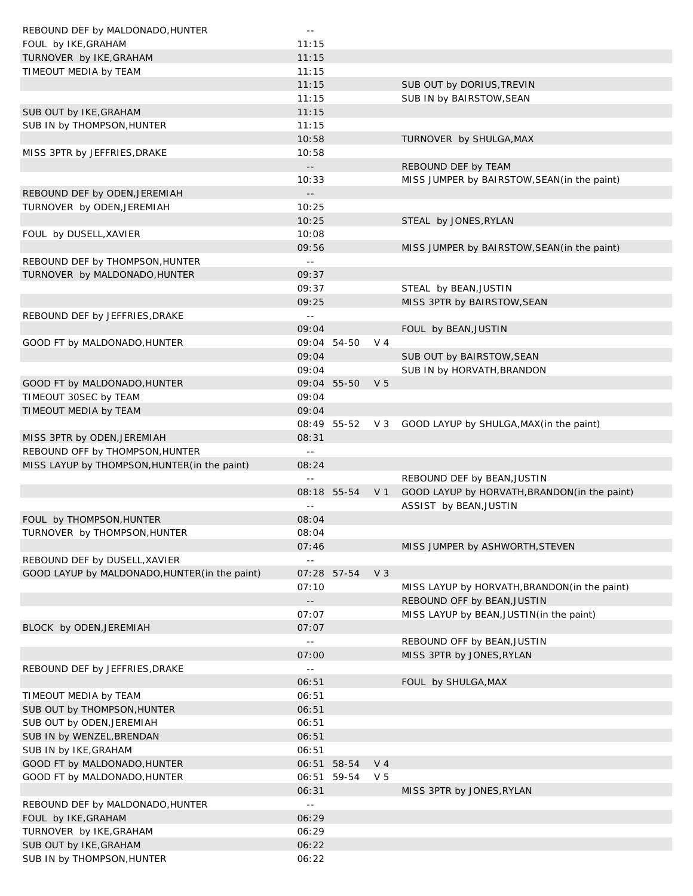| | | | | |
|---|---|---|---|---|
| REBOUND DEF by MALDONADO,HUNTER | -- | | | |
| FOUL by IKE,GRAHAM | 11:15 | | | |
| TURNOVER by IKE,GRAHAM | 11:15 | | | |
| TIMEOUT MEDIA by TEAM | 11:15 | | | |
| | 11:15 | | | SUB OUT by DORIUS,TREVIN |
| | 11:15 | | | SUB IN by BAIRSTOW,SEAN |
| SUB OUT by IKE,GRAHAM | 11:15 | | | |
| SUB IN by THOMPSON,HUNTER | 11:15 | | | |
| | 10:58 | | | TURNOVER by SHULGA,MAX |
| MISS 3PTR by JEFFRIES,DRAKE | 10:58 | | | |
| | -- | | | REBOUND DEF by TEAM |
| | 10:33 | | | MISS JUMPER by BAIRSTOW,SEAN(in the paint) |
| REBOUND DEF by ODEN,JEREMIAH | -- | | | |
| TURNOVER by ODEN,JEREMIAH | 10:25 | | | |
| | 10:25 | | | STEAL by JONES,RYLAN |
| FOUL by DUSELL,XAVIER | 10:08 | | | |
| | 09:56 | | | MISS JUMPER by BAIRSTOW,SEAN(in the paint) |
| REBOUND DEF by THOMPSON,HUNTER | -- | | | |
| TURNOVER by MALDONADO,HUNTER | 09:37 | | | |
| | 09:37 | | | STEAL by BEAN,JUSTIN |
| | 09:25 | | | MISS 3PTR by BAIRSTOW,SEAN |
| REBOUND DEF by JEFFRIES,DRAKE | -- | | | |
| | 09:04 | | | FOUL by BEAN,JUSTIN |
| GOOD FT by MALDONADO,HUNTER | 09:04 | 54-50 | V 4 | |
| | 09:04 | | | SUB OUT by BAIRSTOW,SEAN |
| | 09:04 | | | SUB IN by HORVATH,BRANDON |
| GOOD FT by MALDONADO,HUNTER | 09:04 | 55-50 | V 5 | |
| TIMEOUT 30SEC by TEAM | 09:04 | | | |
| TIMEOUT MEDIA by TEAM | 09:04 | | | |
| | 08:49 | 55-52 | V 3 | GOOD LAYUP by SHULGA,MAX(in the paint) |
| MISS 3PTR by ODEN,JEREMIAH | 08:31 | | | |
| REBOUND OFF by THOMPSON,HUNTER | -- | | | |
| MISS LAYUP by THOMPSON,HUNTER(in the paint) | 08:24 | | | |
| | -- | | | REBOUND DEF by BEAN,JUSTIN |
| | 08:18 | 55-54 | V 1 | GOOD LAYUP by HORVATH,BRANDON(in the paint) |
| | -- | | | ASSIST by BEAN,JUSTIN |
| FOUL by THOMPSON,HUNTER | 08:04 | | | |
| TURNOVER by THOMPSON,HUNTER | 08:04 | | | |
| | 07:46 | | | MISS JUMPER by ASHWORTH,STEVEN |
| REBOUND DEF by DUSELL,XAVIER | -- | | | |
| GOOD LAYUP by MALDONADO,HUNTER(in the paint) | 07:28 | 57-54 | V 3 | |
| | 07:10 | | | MISS LAYUP by HORVATH,BRANDON(in the paint) |
| | -- | | | REBOUND OFF by BEAN,JUSTIN |
| | 07:07 | | | MISS LAYUP by BEAN,JUSTIN(in the paint) |
| BLOCK by ODEN,JEREMIAH | 07:07 | | | |
| | -- | | | REBOUND OFF by BEAN,JUSTIN |
| | 07:00 | | | MISS 3PTR by JONES,RYLAN |
| REBOUND DEF by JEFFRIES,DRAKE | -- | | | |
| | 06:51 | | | FOUL by SHULGA,MAX |
| TIMEOUT MEDIA by TEAM | 06:51 | | | |
| SUB OUT by THOMPSON,HUNTER | 06:51 | | | |
| SUB OUT by ODEN,JEREMIAH | 06:51 | | | |
| SUB IN by WENZEL,BRENDAN | 06:51 | | | |
| SUB IN by IKE,GRAHAM | 06:51 | | | |
| GOOD FT by MALDONADO,HUNTER | 06:51 | 58-54 | V 4 | |
| GOOD FT by MALDONADO,HUNTER | 06:51 | 59-54 | V 5 | |
| | 06:31 | | | MISS 3PTR by JONES,RYLAN |
| REBOUND DEF by MALDONADO,HUNTER | -- | | | |
| FOUL by IKE,GRAHAM | 06:29 | | | |
| TURNOVER by IKE,GRAHAM | 06:29 | | | |
| SUB OUT by IKE,GRAHAM | 06:22 | | | |
| SUB IN by THOMPSON,HUNTER | 06:22 | | | |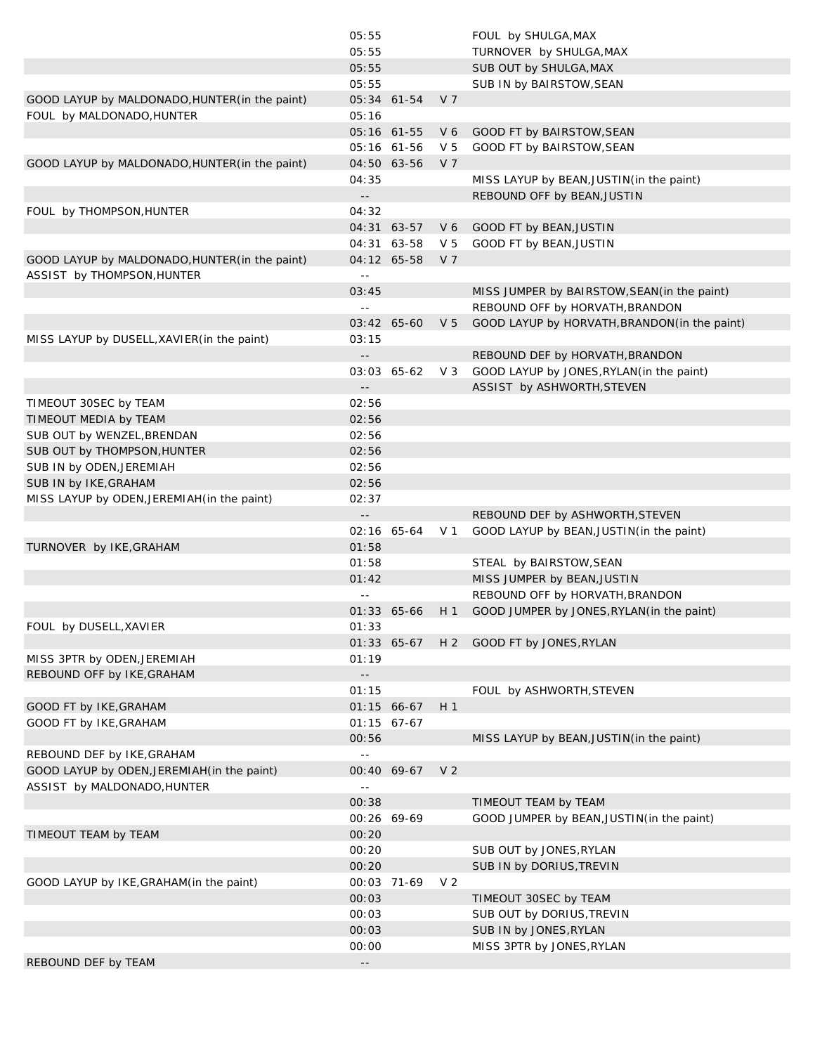| | | | | |
|---|---|---|---|---|
| | 05:55 | | | FOUL by SHULGA,MAX |
| | 05:55 | | | TURNOVER by SHULGA,MAX |
| | 05:55 | | | SUB OUT by SHULGA,MAX |
| | 05:55 | | | SUB IN by BAIRSTOW,SEAN |
| GOOD LAYUP by MALDONADO,HUNTER(in the paint) | 05:34 | 61-54 | V 7 | |
| FOUL by MALDONADO,HUNTER | 05:16 | | | |
| | 05:16 | 61-55 | V 6 | GOOD FT by BAIRSTOW,SEAN |
| | 05:16 | 61-56 | V 5 | GOOD FT by BAIRSTOW,SEAN |
| GOOD LAYUP by MALDONADO,HUNTER(in the paint) | 04:50 | 63-56 | V 7 | |
| | 04:35 | | | MISS LAYUP by BEAN,JUSTIN(in the paint) |
| | -- | | | REBOUND OFF by BEAN,JUSTIN |
| FOUL by THOMPSON,HUNTER | 04:32 | | | |
| | 04:31 | 63-57 | V 6 | GOOD FT by BEAN,JUSTIN |
| | 04:31 | 63-58 | V 5 | GOOD FT by BEAN,JUSTIN |
| GOOD LAYUP by MALDONADO,HUNTER(in the paint) | 04:12 | 65-58 | V 7 | |
| ASSIST by THOMPSON,HUNTER | -- | | | |
| | 03:45 | | | MISS JUMPER by BAIRSTOW,SEAN(in the paint) |
| | -- | | | REBOUND OFF by HORVATH,BRANDON |
| | 03:42 | 65-60 | V 5 | GOOD LAYUP by HORVATH,BRANDON(in the paint) |
| MISS LAYUP by DUSELL,XAVIER(in the paint) | 03:15 | | | |
| | -- | | | REBOUND DEF by HORVATH,BRANDON |
| | 03:03 | 65-62 | V 3 | GOOD LAYUP by JONES,RYLAN(in the paint) |
| | -- | | | ASSIST by ASHWORTH,STEVEN |
| TIMEOUT 30SEC by TEAM | 02:56 | | | |
| TIMEOUT MEDIA by TEAM | 02:56 | | | |
| SUB OUT by WENZEL,BRENDAN | 02:56 | | | |
| SUB OUT by THOMPSON,HUNTER | 02:56 | | | |
| SUB IN by ODEN,JEREMIAH | 02:56 | | | |
| SUB IN by IKE,GRAHAM | 02:56 | | | |
| MISS LAYUP by ODEN,JEREMIAH(in the paint) | 02:37 | | | |
| | -- | | | REBOUND DEF by ASHWORTH,STEVEN |
| | 02:16 | 65-64 | V 1 | GOOD LAYUP by BEAN,JUSTIN(in the paint) |
| TURNOVER by IKE,GRAHAM | 01:58 | | | |
| | 01:58 | | | STEAL by BAIRSTOW,SEAN |
| | 01:42 | | | MISS JUMPER by BEAN,JUSTIN |
| | -- | | | REBOUND OFF by HORVATH,BRANDON |
| | 01:33 | 65-66 | H 1 | GOOD JUMPER by JONES,RYLAN(in the paint) |
| FOUL by DUSELL,XAVIER | 01:33 | | | |
| | 01:33 | 65-67 | H 2 | GOOD FT by JONES,RYLAN |
| MISS 3PTR by ODEN,JEREMIAH | 01:19 | | | |
| REBOUND OFF by IKE,GRAHAM | -- | | | |
| | 01:15 | | | FOUL by ASHWORTH,STEVEN |
| GOOD FT by IKE,GRAHAM | 01:15 | 66-67 | H 1 | |
| GOOD FT by IKE,GRAHAM | 01:15 | 67-67 | | |
| | 00:56 | | | MISS LAYUP by BEAN,JUSTIN(in the paint) |
| REBOUND DEF by IKE,GRAHAM | -- | | | |
| GOOD LAYUP by ODEN,JEREMIAH(in the paint) | 00:40 | 69-67 | V 2 | |
| ASSIST by MALDONADO,HUNTER | -- | | | |
| | 00:38 | | | TIMEOUT TEAM by TEAM |
| | 00:26 | 69-69 | | GOOD JUMPER by BEAN,JUSTIN(in the paint) |
| TIMEOUT TEAM by TEAM | 00:20 | | | |
| | 00:20 | | | SUB OUT by JONES,RYLAN |
| | 00:20 | | | SUB IN by DORIUS,TREVIN |
| GOOD LAYUP by IKE,GRAHAM(in the paint) | 00:03 | 71-69 | V 2 | |
| | 00:03 | | | TIMEOUT 30SEC by TEAM |
| | 00:03 | | | SUB OUT by DORIUS,TREVIN |
| | 00:03 | | | SUB IN by JONES,RYLAN |
| | 00:00 | | | MISS 3PTR by JONES,RYLAN |
| REBOUND DEF by TEAM | -- | | | |